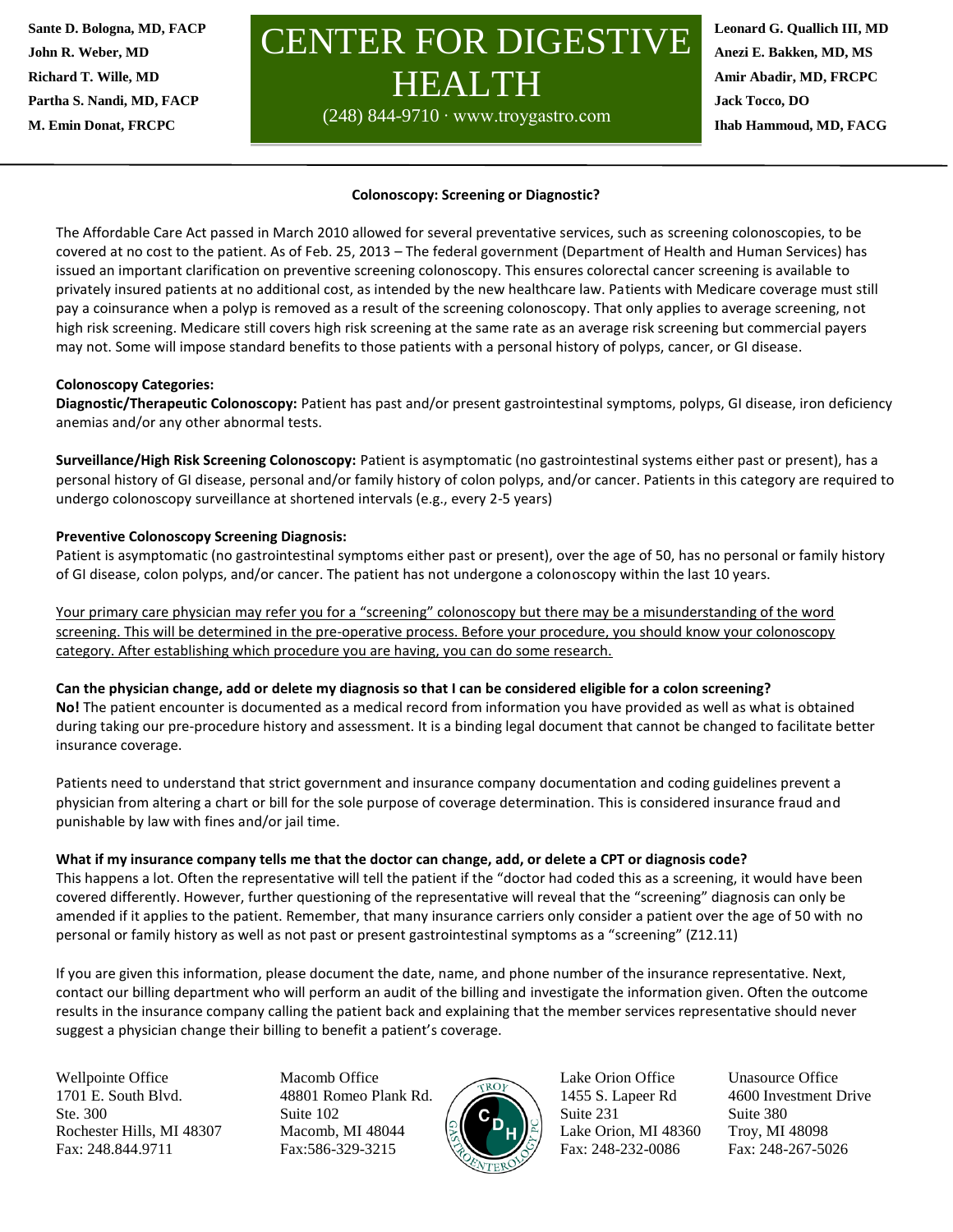Sante D. Bologna, MD, FACP
John R. Weber, MD
Richard T. Wille, MD
Partha S. Nandi, MD, FACP
M. Emin Donat, FRCPC

# CENTER FOR DIGESTIVE HEALTH

(248) 844-9710 · www.troygastro.com

Leonard G. Quallich III, MD
Anezi E. Bakken, MD, MS
Amir Abadir, MD, FRCPC
Jack Tocco, DO
Ihab Hammoud, MD, FACG

## Colonoscopy: Screening or Diagnostic?

The Affordable Care Act passed in March 2010 allowed for several preventative services, such as screening colonoscopies, to be covered at no cost to the patient. As of Feb. 25, 2013 – The federal government (Department of Health and Human Services) has issued an important clarification on preventive screening colonoscopy. This ensures colorectal cancer screening is available to privately insured patients at no additional cost, as intended by the new healthcare law. Patients with Medicare coverage must still pay a coinsurance when a polyp is removed as a result of the screening colonoscopy. That only applies to average screening, not high risk screening. Medicare still covers high risk screening at the same rate as an average risk screening but commercial payers may not. Some will impose standard benefits to those patients with a personal history of polyps, cancer, or GI disease.

**Colonoscopy Categories:**

**Diagnostic/Therapeutic Colonoscopy:** Patient has past and/or present gastrointestinal symptoms, polyps, GI disease, iron deficiency anemias and/or any other abnormal tests.

**Surveillance/High Risk Screening Colonoscopy:** Patient is asymptomatic (no gastrointestinal systems either past or present), has a personal history of GI disease, personal and/or family history of colon polyps, and/or cancer. Patients in this category are required to undergo colonoscopy surveillance at shortened intervals (e.g., every 2-5 years)

**Preventive Colonoscopy Screening Diagnosis:**
Patient is asymptomatic (no gastrointestinal symptoms either past or present), over the age of 50, has no personal or family history of GI disease, colon polyps, and/or cancer. The patient has not undergone a colonoscopy within the last 10 years.

<u>Your primary care physician may refer you for a "screening" colonoscopy but there may be a misunderstanding of the word screening. This will be determined in the pre-operative process. Before your procedure, you should know your colonoscopy category. After establishing which procedure you are having, you can do some research.</u>

**Can the physician change, add or delete my diagnosis so that I can be considered eligible for a colon screening?**
**No!** The patient encounter is documented as a medical record from information you have provided as well as what is obtained during taking our pre-procedure history and assessment. It is a binding legal document that cannot be changed to facilitate better insurance coverage.

Patients need to understand that strict government and insurance company documentation and coding guidelines prevent a physician from altering a chart or bill for the sole purpose of coverage determination. This is considered insurance fraud and punishable by law with fines and/or jail time.

**What if my insurance company tells me that the doctor can change, add, or delete a CPT or diagnosis code?**
This happens a lot. Often the representative will tell the patient if the "doctor had coded this as a screening, it would have been covered differently. However, further questioning of the representative will reveal that the "screening" diagnosis can only be amended if it applies to the patient. Remember, that many insurance carriers only consider a patient over the age of 50 with no personal or family history as well as not past or present gastrointestinal symptoms as a "screening" (Z12.11)

If you are given this information, please document the date, name, and phone number of the insurance representative. Next, contact our billing department who will perform an audit of the billing and investigate the information given. Often the outcome results in the insurance company calling the patient back and explaining that the member services representative should never suggest a physician change their billing to benefit a patient's coverage.

Wellpointe Office
1701 E. South Blvd.
Ste. 300
Rochester Hills, MI 48307
Fax: 248.844.9711

Macomb Office
48801 Romeo Plank Rd.
Suite 102
Macomb, MI 48044
Fax:586-329-3215

Lake Orion Office
1455 S. Lapeer Rd
Suite 231
Lake Orion, MI 48360
Fax: 248-232-0086

Unasource Office
4600 Investment Drive
Suite 380
Troy, MI 48098
Fax: 248-267-5026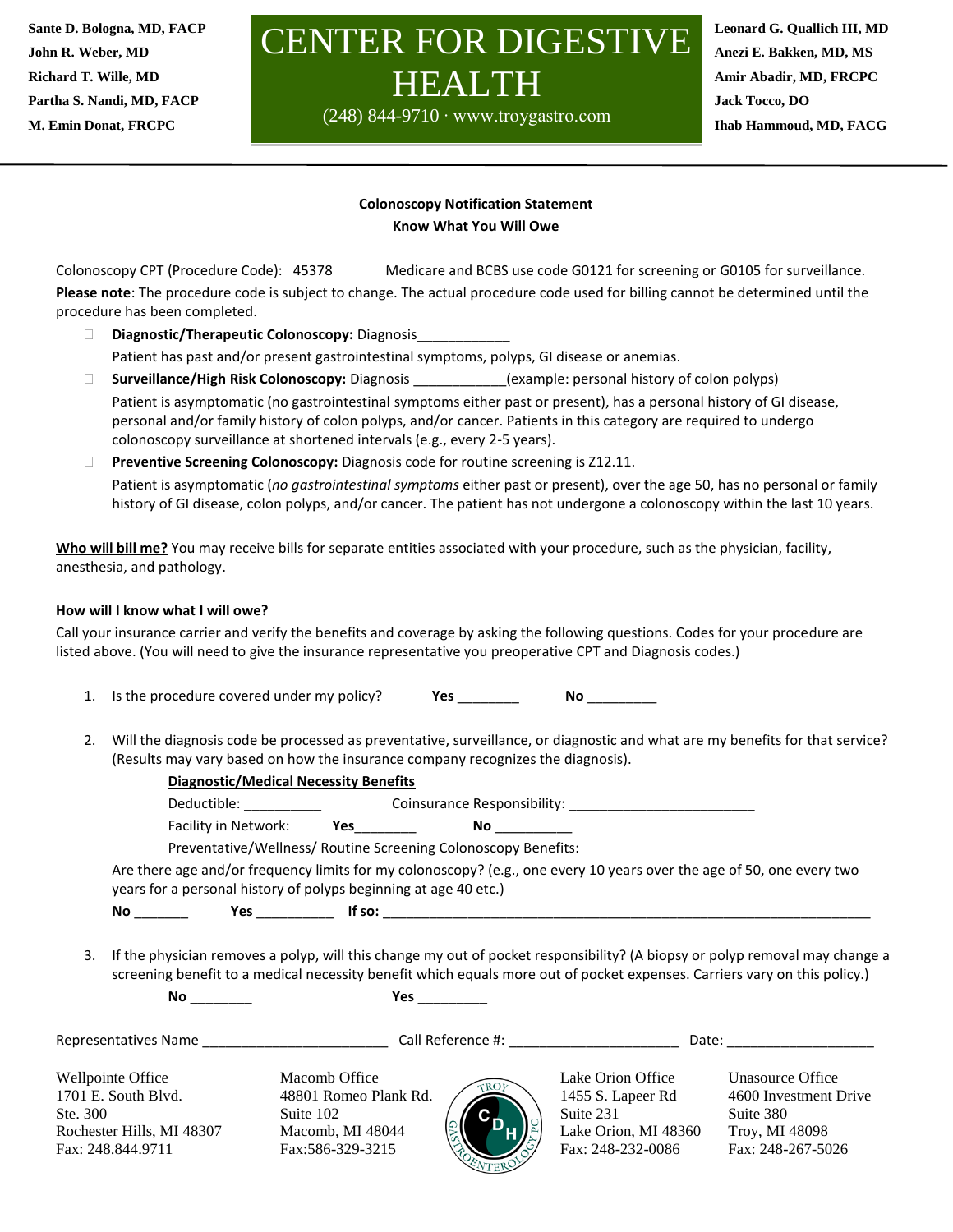Sante D. Bologna, MD, FACP
John R. Weber, MD
Richard T. Wille, MD
Partha S. Nandi, MD, FACP
M. Emin Donat, FRCPC

# CENTER FOR DIGESTIVE HEALTH

(248) 844-9710 · www.troygastro.com

Leonard G. Quallich III, MD
Anezi E. Bakken, MD, MS
Amir Abadir, MD, FRCPC
Jack Tocco, DO
Ihab Hammoud, MD, FACG

## Colonoscopy Notification Statement
## Know What You Will Owe

Colonoscopy CPT (Procedure Code): 45378 Medicare and BCBS use code G0121 for screening or G0105 for surveillance.

**Please note**: The procedure code is subject to change. The actual procedure code used for billing cannot be determined until the procedure has been completed.

- ☐ **Diagnostic/Therapeutic Colonoscopy:** Diagnosis____________
  Patient has past and/or present gastrointestinal symptoms, polyps, GI disease or anemias.
- ☐ **Surveillance/High Risk Colonoscopy:** Diagnosis ____________(example: personal history of colon polyps)
  Patient is asymptomatic (no gastrointestinal symptoms either past or present), has a personal history of GI disease, personal and/or family history of colon polyps, and/or cancer. Patients in this category are required to undergo colonoscopy surveillance at shortened intervals (e.g., every 2-5 years).
- ☐ **Preventive Screening Colonoscopy:** Diagnosis code for routine screening is Z12.11.
  Patient is asymptomatic (*no gastrointestinal symptoms* either past or present), over the age 50, has no personal or family history of GI disease, colon polyps, and/or cancer. The patient has not undergone a colonoscopy within the last 10 years.

**Who will bill me?** You may receive bills for separate entities associated with your procedure, such as the physician, facility, anesthesia, and pathology.

**How will I know what I will owe?**

Call your insurance carrier and verify the benefits and coverage by asking the following questions. Codes for your procedure are listed above. (You will need to give the insurance representative you preoperative CPT and Diagnosis codes.)

1. Is the procedure covered under my policy? **Yes** ________ **No** _________

2. Will the diagnosis code be processed as preventative, surveillance, or diagnostic and what are my benefits for that service? (Results may vary based on how the insurance company recognizes the diagnosis).

   **Diagnostic/Medical Necessity Benefits**

   Deductible: __________ Coinsurance Responsibility: ________________________

   Facility in Network: **Yes**________ **No** __________

   Preventative/Wellness/ Routine Screening Colonoscopy Benefits:

   Are there age and/or frequency limits for my colonoscopy? (e.g., one every 10 years over the age of 50, one every two years for a personal history of polyps beginning at age 40 etc.)

   **No** _______ **Yes** __________ **If so:** _______________________________________________________________

3. If the physician removes a polyp, will this change my out of pocket responsibility? (A biopsy or polyp removal may change a screening benefit to a medical necessity benefit which equals more out of pocket expenses. Carriers vary on this policy.)

   **No** ________ **Yes** _________

Representatives Name ________________________ Call Reference #: ______________________ Date: ___________________

Wellpointe Office
1701 E. South Blvd.
Ste. 300
Rochester Hills, MI 48307
Fax: 248.844.9711

Macomb Office
48801 Romeo Plank Rd.
Suite 102
Macomb, MI 48044
Fax:586-329-3215

Lake Orion Office
1455 S. Lapeer Rd
Suite 231
Lake Orion, MI 48360
Fax: 248-232-0086

Unasource Office
4600 Investment Drive
Suite 380
Troy, MI 48098
Fax: 248-267-5026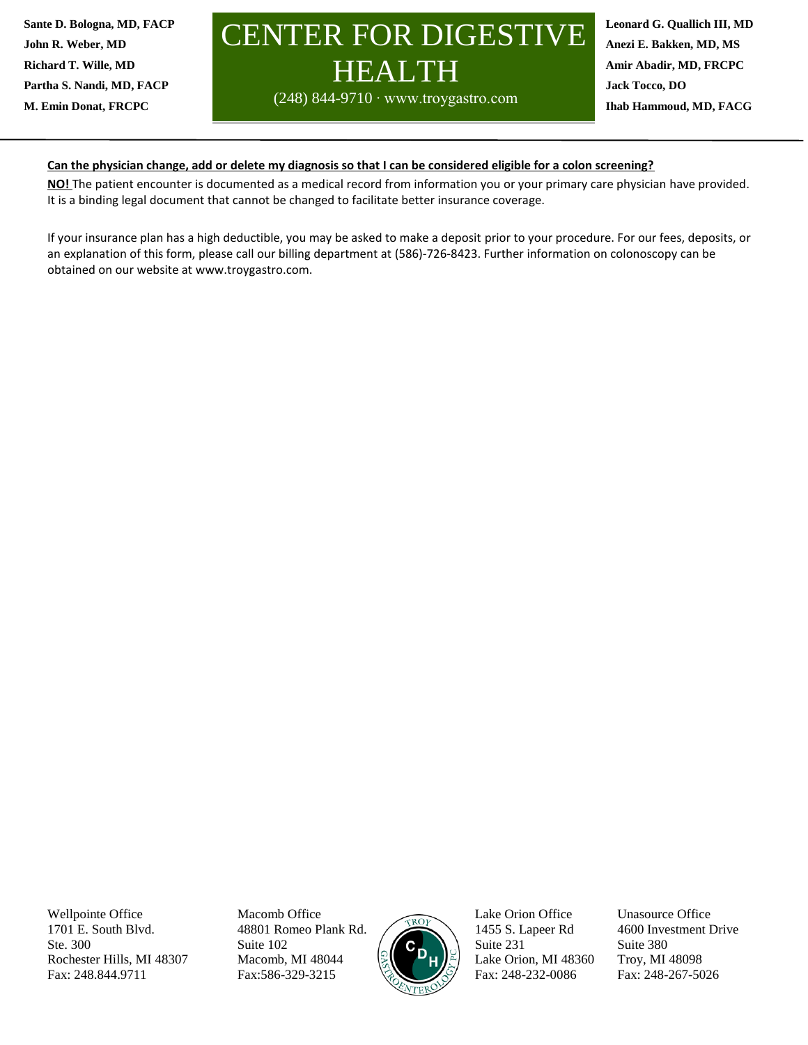**Can the physician change, add or delete my diagnosis so that I can be considered eligible for a colon screening?**

**NO!** The patient encounter is documented as a medical record from information you or your primary care physician have provided. It is a binding legal document that cannot be changed to facilitate better insurance coverage.

If your insurance plan has a high deductible, you may be asked to make a deposit prior to your procedure. For our fees, deposits, or an explanation of this form, please call our billing department at (586)-726-8423. Further information on colonoscopy can be obtained on our website at www.troygastro.com.